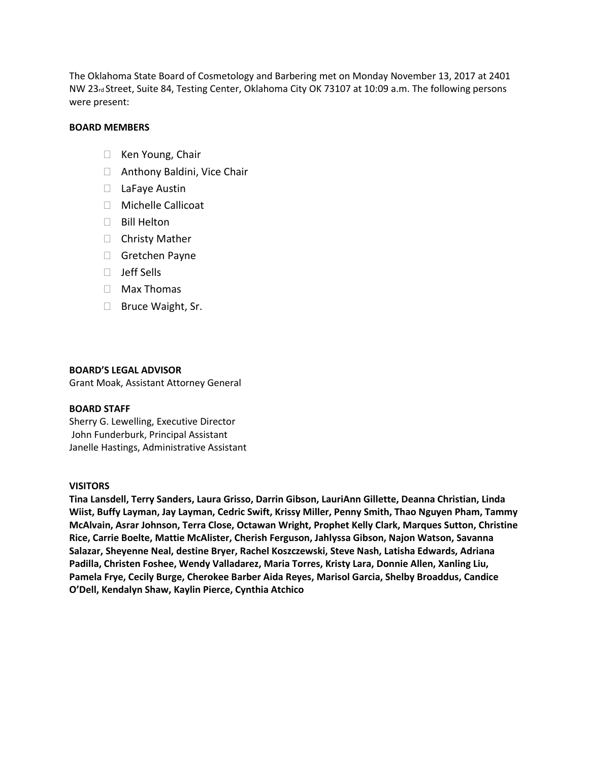The Oklahoma State Board of Cosmetology and Barbering met on Monday November 13, 2017 at 2401 NW 23rd Street, Suite 84, Testing Center, Oklahoma City OK 73107 at 10:09 a.m. The following persons were present:

**BOARD MEMBERS**

- Ken Young, Chair
- Anthony Baldini, Vice Chair
- LaFaye Austin
- Michelle Callicoat
- Bill Helton
- Christy Mather
- Gretchen Payne
- Jeff Sells
- Max Thomas
- Bruce Waight, Sr.

**BOARD'S LEGAL ADVISOR**
Grant Moak, Assistant Attorney General

**BOARD STAFF**
Sherry G. Lewelling, Executive Director
John Funderburk, Principal Assistant
Janelle Hastings, Administrative Assistant

**VISITORS**

**Tina Lansdell, Terry Sanders, Laura Grisso, Darrin Gibson, LauriAnn Gillette, Deanna Christian, Linda Wiist, Buffy Layman, Jay Layman, Cedric Swift, Krissy Miller, Penny Smith, Thao Nguyen Pham, Tammy McAlvain, Asrar Johnson, Terra Close, Octawan Wright, Prophet Kelly Clark, Marques Sutton, Christine Rice, Carrie Boelte, Mattie McAlister, Cherish Ferguson, Jahlyssa Gibson, Najon Watson, Savanna Salazar, Sheyenne Neal, destine Bryer, Rachel Koszczewski, Steve Nash, Latisha Edwards, Adriana Padilla, Christen Foshee, Wendy Valladarez, Maria Torres, Kristy Lara, Donnie Allen, Xanling Liu, Pamela Frye, Cecily Burge, Cherokee Barber Aida Reyes, Marisol Garcia, Shelby Broaddus, Candice O'Dell, Kendalyn Shaw, Kaylin Pierce, Cynthia Atchico**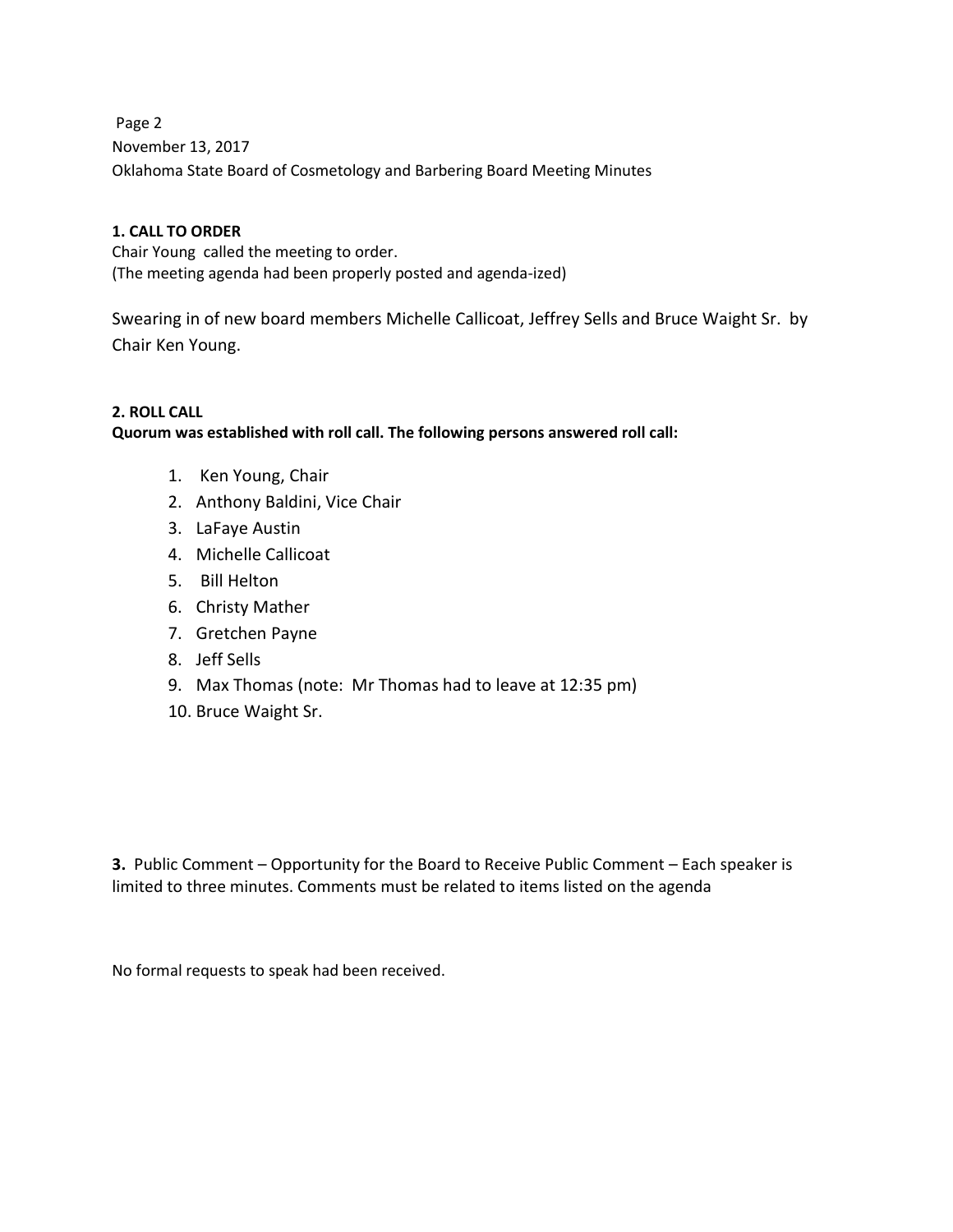**1. CALL TO ORDER**
Chair Young called the meeting to order.
(The meeting agenda had been properly posted and agenda-ized)

Swearing in of new board members Michelle Callicoat, Jeffrey Sells and Bruce Waight Sr. by Chair Ken Young.

**2. ROLL CALL**
**Quorum was established with roll call. The following persons answered roll call:**

1. Ken Young, Chair
2. Anthony Baldini, Vice Chair
3. LaFaye Austin
4. Michelle Callicoat
5. Bill Helton
6. Christy Mather
7. Gretchen Payne
8. Jeff Sells
9. Max Thomas (note: Mr Thomas had to leave at 12:35 pm)
10. Bruce Waight Sr.

**3.** Public Comment – Opportunity for the Board to Receive Public Comment – Each speaker is limited to three minutes. Comments must be related to items listed on the agenda

No formal requests to speak had been received.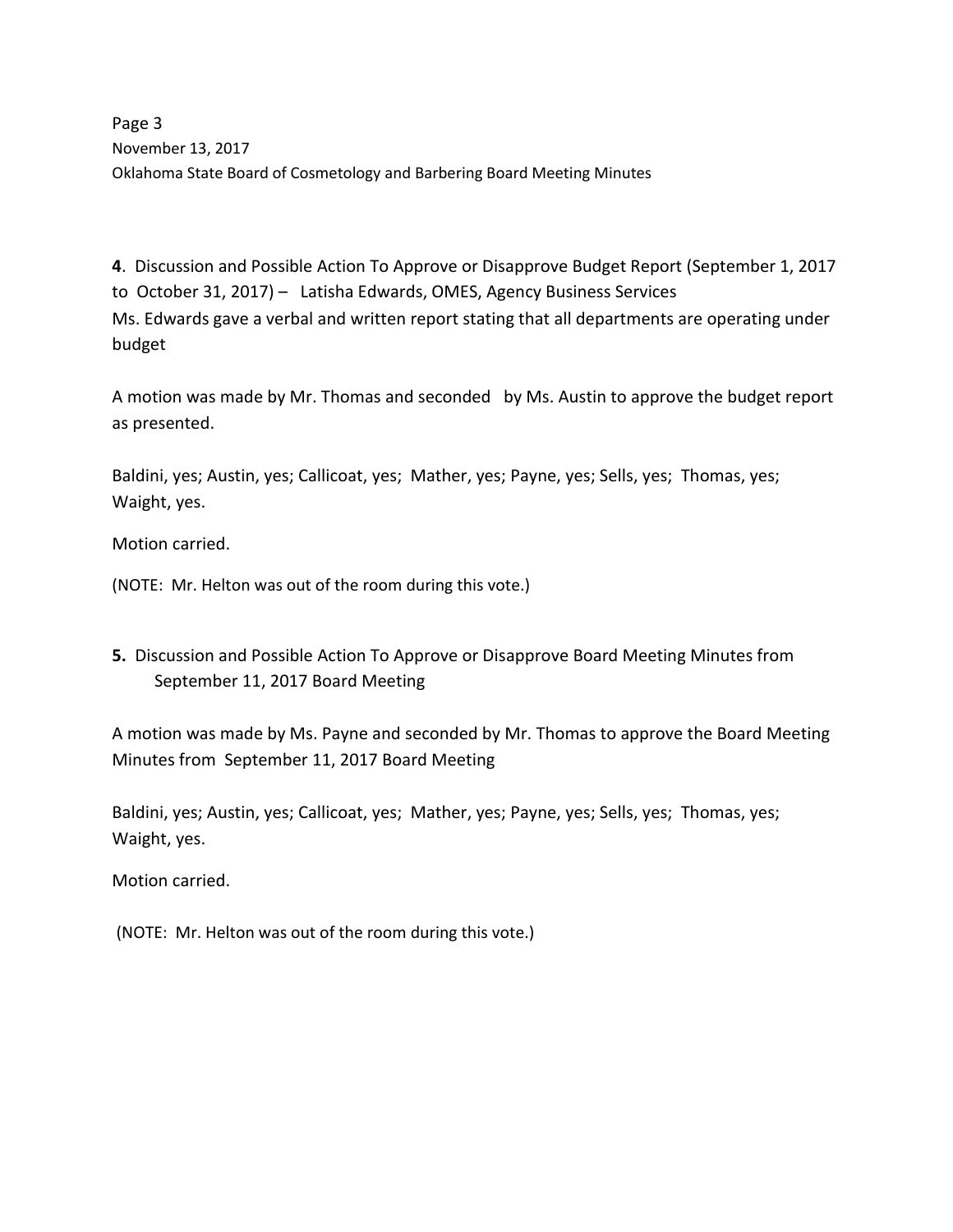**4**. Discussion and Possible Action To Approve or Disapprove Budget Report (September 1, 2017 to October 31, 2017) – Latisha Edwards, OMES, Agency Business Services
Ms. Edwards gave a verbal and written report stating that all departments are operating under budget

A motion was made by Mr. Thomas and seconded by Ms. Austin to approve the budget report as presented.

Baldini, yes; Austin, yes; Callicoat, yes; Mather, yes; Payne, yes; Sells, yes; Thomas, yes; Waight, yes.

Motion carried.

(NOTE: Mr. Helton was out of the room during this vote.)

**5.** Discussion and Possible Action To Approve or Disapprove Board Meeting Minutes from September 11, 2017 Board Meeting

A motion was made by Ms. Payne and seconded by Mr. Thomas to approve the Board Meeting Minutes from September 11, 2017 Board Meeting

Baldini, yes; Austin, yes; Callicoat, yes; Mather, yes; Payne, yes; Sells, yes; Thomas, yes; Waight, yes.

Motion carried.

(NOTE: Mr. Helton was out of the room during this vote.)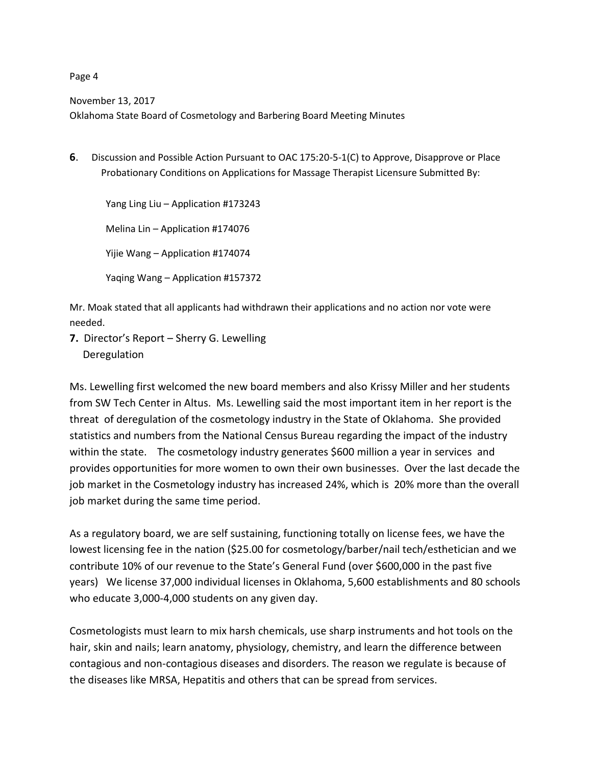November 13, 2017
Oklahoma State Board of Cosmetology and Barbering Board Meeting Minutes

**6**. Discussion and Possible Action Pursuant to OAC 175:20-5-1(C) to Approve, Disapprove or Place Probationary Conditions on Applications for Massage Therapist Licensure Submitted By:

Yang Ling Liu – Application #173243

Melina Lin – Application #174076

Yijie Wang – Application #174074

Yaqing Wang – Application #157372

Mr. Moak stated that all applicants had withdrawn their applications and no action nor vote were needed.

**7.** Director's Report – Sherry G. Lewelling
Deregulation

Ms. Lewelling first welcomed the new board members and also Krissy Miller and her students from SW Tech Center in Altus. Ms. Lewelling said the most important item in her report is the threat of deregulation of the cosmetology industry in the State of Oklahoma. She provided statistics and numbers from the National Census Bureau regarding the impact of the industry within the state. The cosmetology industry generates $600 million a year in services and provides opportunities for more women to own their own businesses. Over the last decade the job market in the Cosmetology industry has increased 24%, which is 20% more than the overall job market during the same time period.

As a regulatory board, we are self sustaining, functioning totally on license fees, we have the lowest licensing fee in the nation ($25.00 for cosmetology/barber/nail tech/esthetician and we contribute 10% of our revenue to the State's General Fund (over $600,000 in the past five years) We license 37,000 individual licenses in Oklahoma, 5,600 establishments and 80 schools who educate 3,000-4,000 students on any given day.

Cosmetologists must learn to mix harsh chemicals, use sharp instruments and hot tools on the hair, skin and nails; learn anatomy, physiology, chemistry, and learn the difference between contagious and non-contagious diseases and disorders. The reason we regulate is because of the diseases like MRSA, Hepatitis and others that can be spread from services.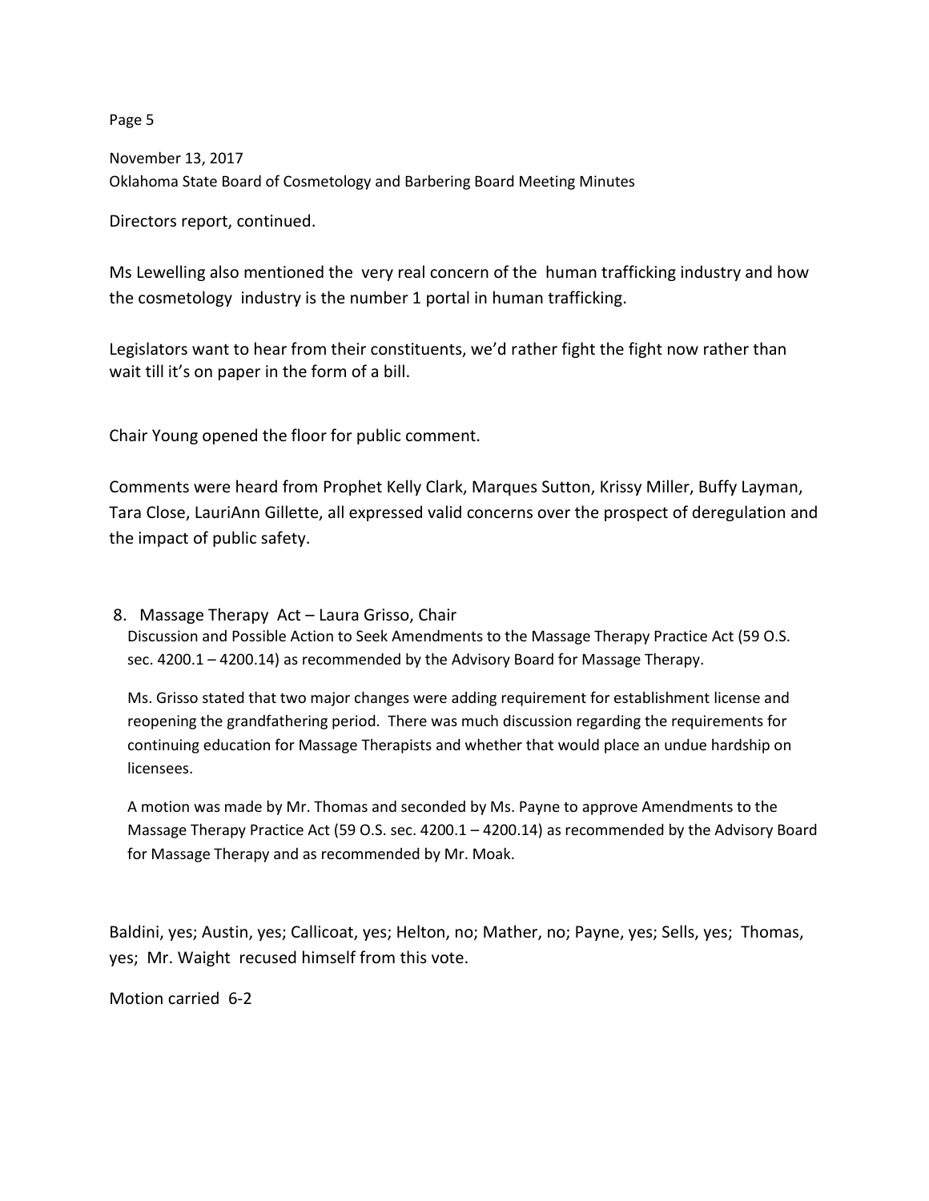November 13, 2017
Oklahoma State Board of Cosmetology and Barbering Board Meeting Minutes

Directors report, continued.

Ms Lewelling also mentioned the very real concern of the human trafficking industry and how the cosmetology industry is the number 1 portal in human trafficking.

Legislators want to hear from their constituents, we'd rather fight the fight now rather than wait till it's on paper in the form of a bill.

Chair Young opened the floor for public comment.

Comments were heard from Prophet Kelly Clark, Marques Sutton, Krissy Miller, Buffy Layman, Tara Close, LauriAnn Gillette, all expressed valid concerns over the prospect of deregulation and the impact of public safety.

8. Massage Therapy Act – Laura Grisso, Chair

   Discussion and Possible Action to Seek Amendments to the Massage Therapy Practice Act (59 O.S. sec. 4200.1 – 4200.14) as recommended by the Advisory Board for Massage Therapy.

   Ms. Grisso stated that two major changes were adding requirement for establishment license and reopening the grandfathering period. There was much discussion regarding the requirements for continuing education for Massage Therapists and whether that would place an undue hardship on licensees.

   A motion was made by Mr. Thomas and seconded by Ms. Payne to approve Amendments to the Massage Therapy Practice Act (59 O.S. sec. 4200.1 – 4200.14) as recommended by the Advisory Board for Massage Therapy and as recommended by Mr. Moak.

Baldini, yes; Austin, yes; Callicoat, yes; Helton, no; Mather, no; Payne, yes; Sells, yes; Thomas, yes; Mr. Waight recused himself from this vote.

Motion carried 6-2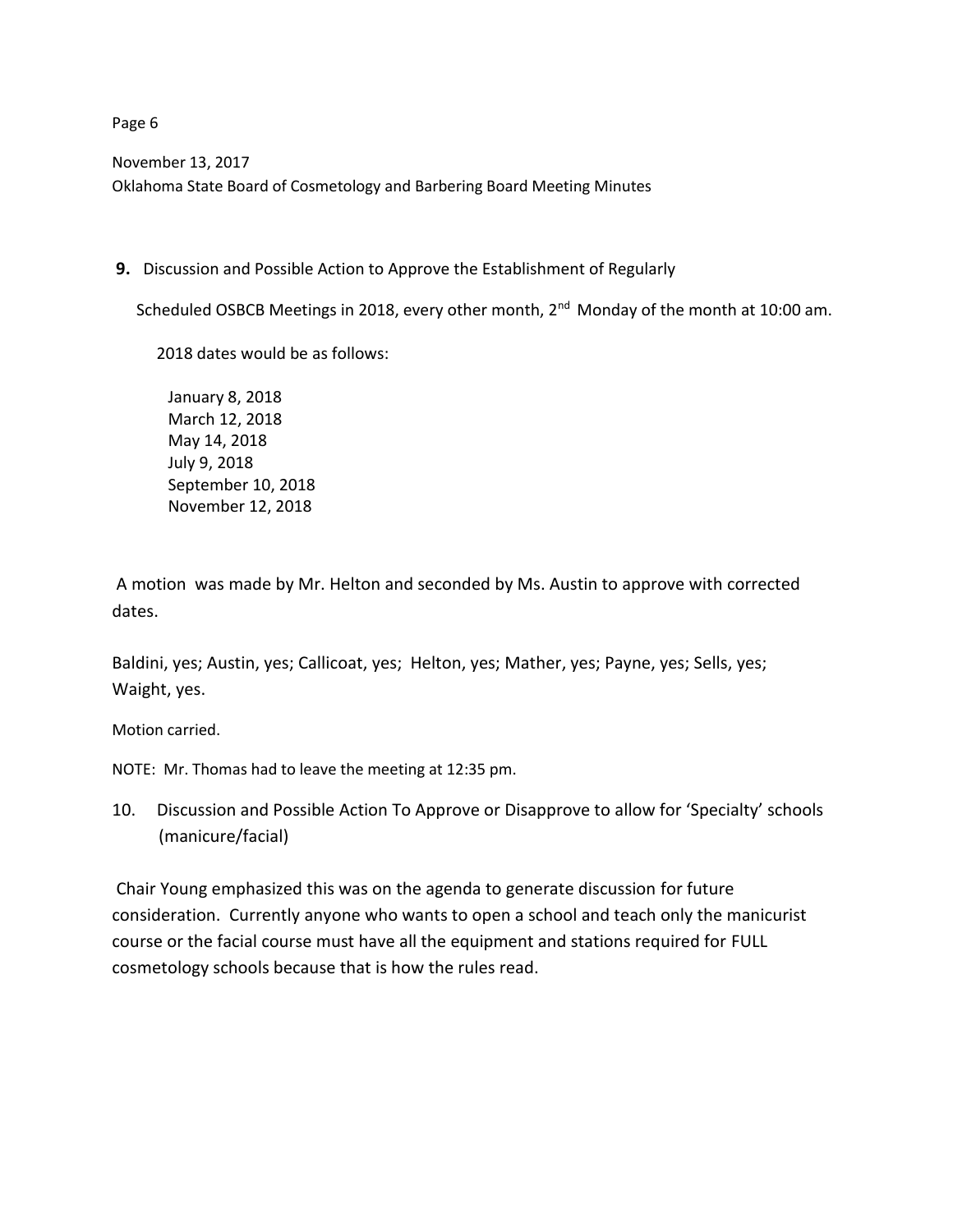**9.** Discussion and Possible Action to Approve the Establishment of Regularly Scheduled OSBCB Meetings in 2018, every other month, 2nd Monday of the month at 10:00 am.

2018 dates would be as follows:

January 8, 2018
March 12, 2018
May 14, 2018
July 9, 2018
September 10, 2018
November 12, 2018

A motion was made by Mr. Helton and seconded by Ms. Austin to approve with corrected dates.

Baldini, yes; Austin, yes; Callicoat, yes; Helton, yes; Mather, yes; Payne, yes; Sells, yes; Waight, yes.

Motion carried.

NOTE: Mr. Thomas had to leave the meeting at 12:35 pm.

10. Discussion and Possible Action To Approve or Disapprove to allow for 'Specialty' schools (manicure/facial)

Chair Young emphasized this was on the agenda to generate discussion for future consideration. Currently anyone who wants to open a school and teach only the manicurist course or the facial course must have all the equipment and stations required for FULL cosmetology schools because that is how the rules read.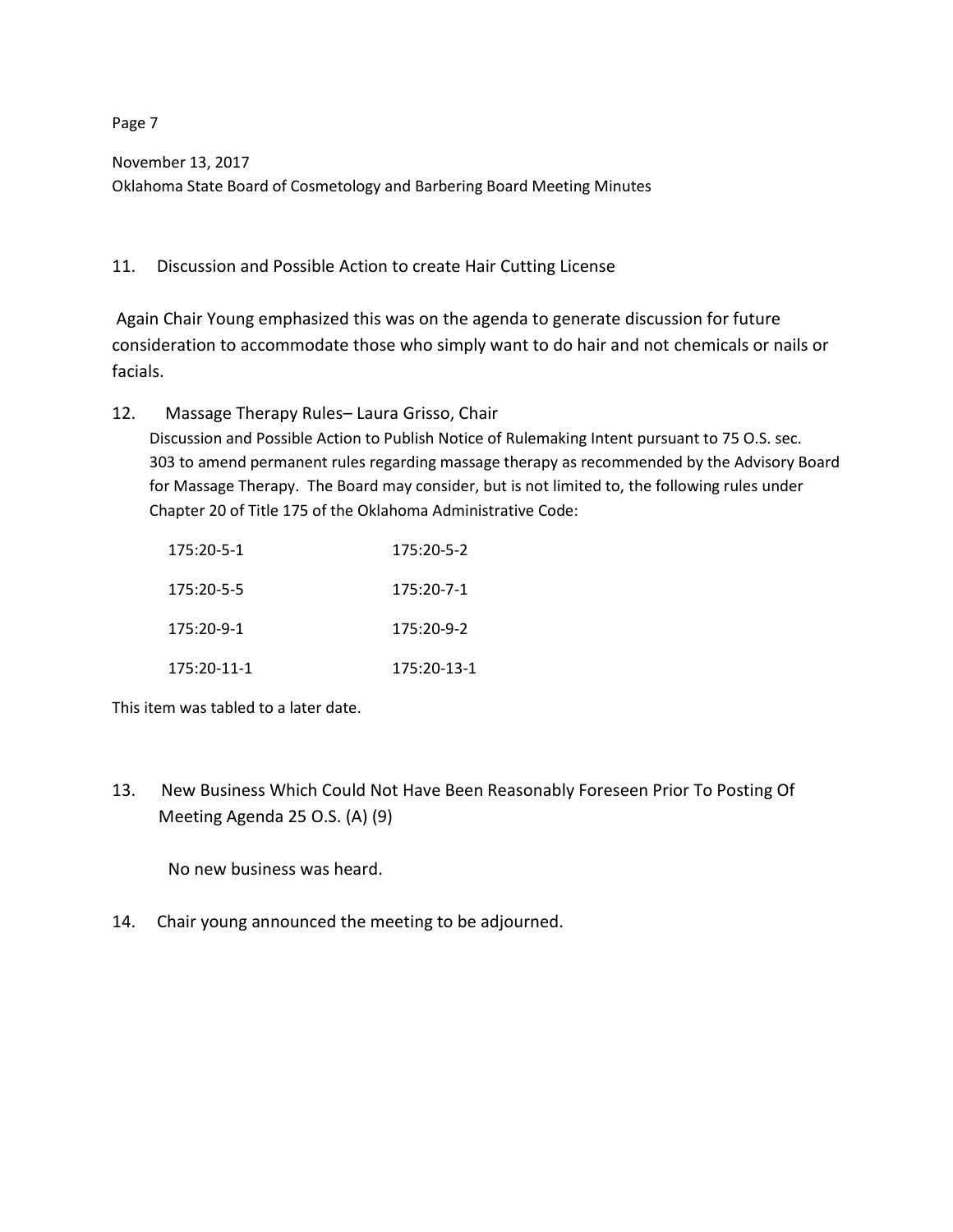11. Discussion and Possible Action to create Hair Cutting License

Again Chair Young emphasized this was on the agenda to generate discussion for future consideration to accommodate those who simply want to do hair and not chemicals or nails or facials.

12. Massage Therapy Rules– Laura Grisso, Chair

Discussion and Possible Action to Publish Notice of Rulemaking Intent pursuant to 75 O.S. sec. 303 to amend permanent rules regarding massage therapy as recommended by the Advisory Board for Massage Therapy. The Board may consider, but is not limited to, the following rules under Chapter 20 of Title 175 of the Oklahoma Administrative Code:

| | |
|---|---|
| 175:20-5-1 | 175:20-5-2 |
| 175:20-5-5 | 175:20-7-1 |
| 175:20-9-1 | 175:20-9-2 |
| 175:20-11-1 | 175:20-13-1 |

This item was tabled to a later date.

13. New Business Which Could Not Have Been Reasonably Foreseen Prior To Posting Of Meeting Agenda 25 O.S. (A) (9)

No new business was heard.

14. Chair young announced the meeting to be adjourned.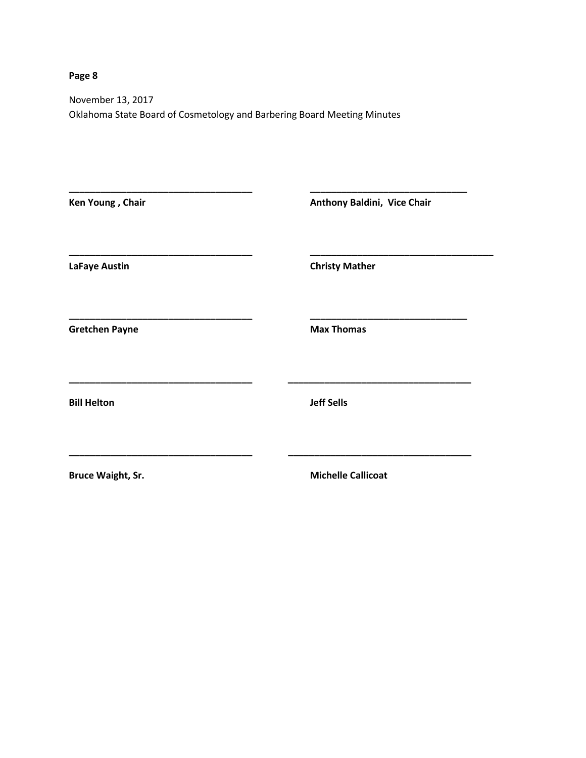November 13, 2017
Oklahoma State Board of Cosmetology and Barbering Board Meeting Minutes

| | |
|---|---|
| ______________________________ | ______________________________ |
| **Ken Young , Chair** | **Anthony Baldini, Vice Chair** |
| ______________________________ | ______________________________ |
| **LaFaye Austin** | **Christy Mather** |
| ______________________________ | ______________________________ |
| **Gretchen Payne** | **Max Thomas** |
| ______________________________ | ______________________________ |
| **Bill Helton** | **Jeff Sells** |
| ______________________________ | ______________________________ |
| **Bruce Waight, Sr.** | **Michelle Callicoat** |